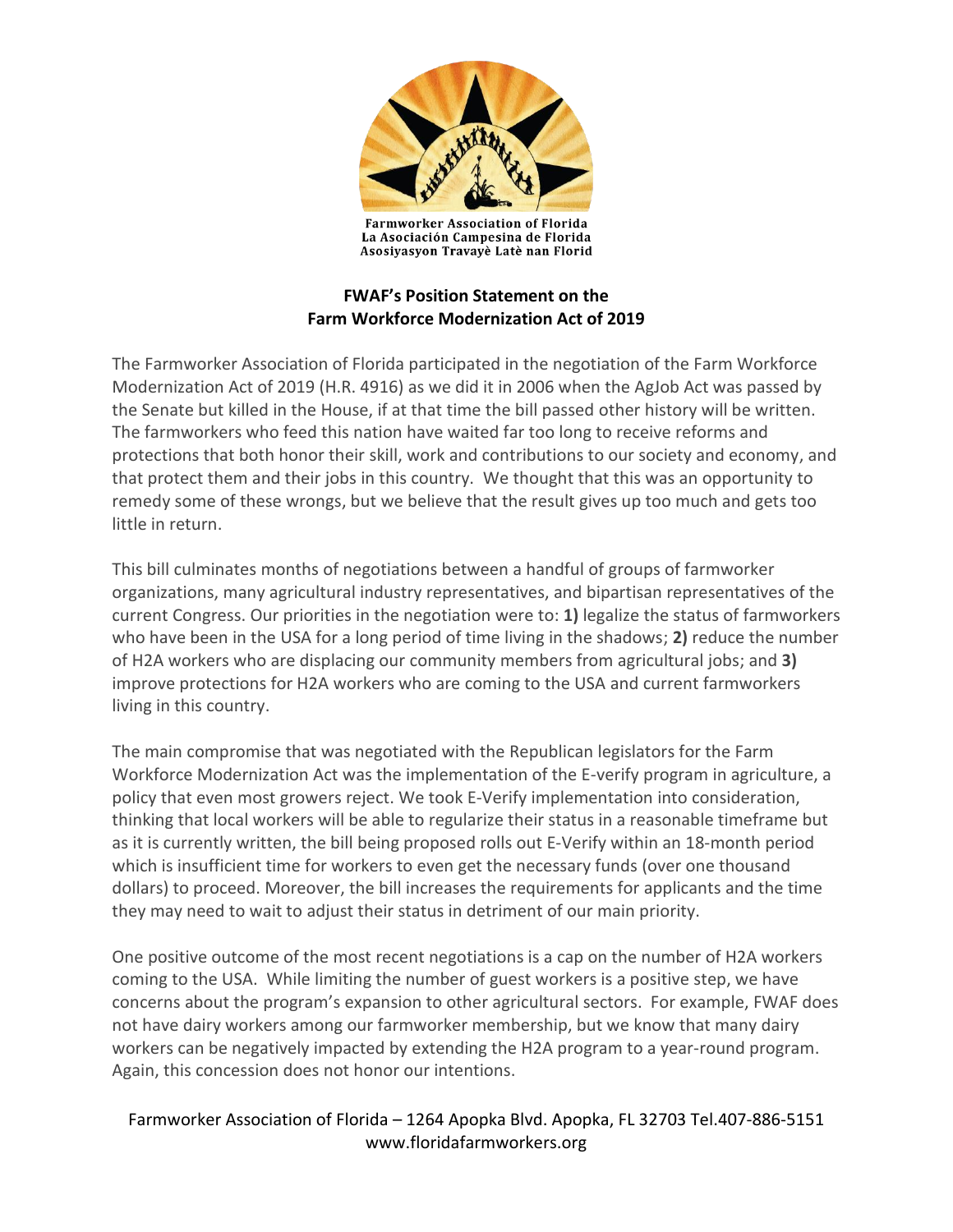Farmworker Association of Florida
La Asociación Campesina de Florida
Asosiyasyon Travayè Latè nan Florid

## FWAF's Position Statement on the Farm Workforce Modernization Act of 2019

The Farmworker Association of Florida participated in the negotiation of the Farm Workforce Modernization Act of 2019 (H.R. 4916) as we did it in 2006 when the AgJob Act was passed by the Senate but killed in the House, if at that time the bill passed other history will be written. The farmworkers who feed this nation have waited far too long to receive reforms and protections that both honor their skill, work and contributions to our society and economy, and that protect them and their jobs in this country. We thought that this was an opportunity to remedy some of these wrongs, but we believe that the result gives up too much and gets too little in return.

This bill culminates months of negotiations between a handful of groups of farmworker organizations, many agricultural industry representatives, and bipartisan representatives of the current Congress. Our priorities in the negotiation were to: **1)** legalize the status of farmworkers who have been in the USA for a long period of time living in the shadows; **2)** reduce the number of H2A workers who are displacing our community members from agricultural jobs; and **3)** improve protections for H2A workers who are coming to the USA and current farmworkers living in this country.

The main compromise that was negotiated with the Republican legislators for the Farm Workforce Modernization Act was the implementation of the E-verify program in agriculture, a policy that even most growers reject. We took E-Verify implementation into consideration, thinking that local workers will be able to regularize their status in a reasonable timeframe but as it is currently written, the bill being proposed rolls out E-Verify within an 18-month period which is insufficient time for workers to even get the necessary funds (over one thousand dollars) to proceed. Moreover, the bill increases the requirements for applicants and the time they may need to wait to adjust their status in detriment of our main priority.

One positive outcome of the most recent negotiations is a cap on the number of H2A workers coming to the USA. While limiting the number of guest workers is a positive step, we have concerns about the program's expansion to other agricultural sectors. For example, FWAF does not have dairy workers among our farmworker membership, but we know that many dairy workers can be negatively impacted by extending the H2A program to a year-round program. Again, this concession does not honor our intentions.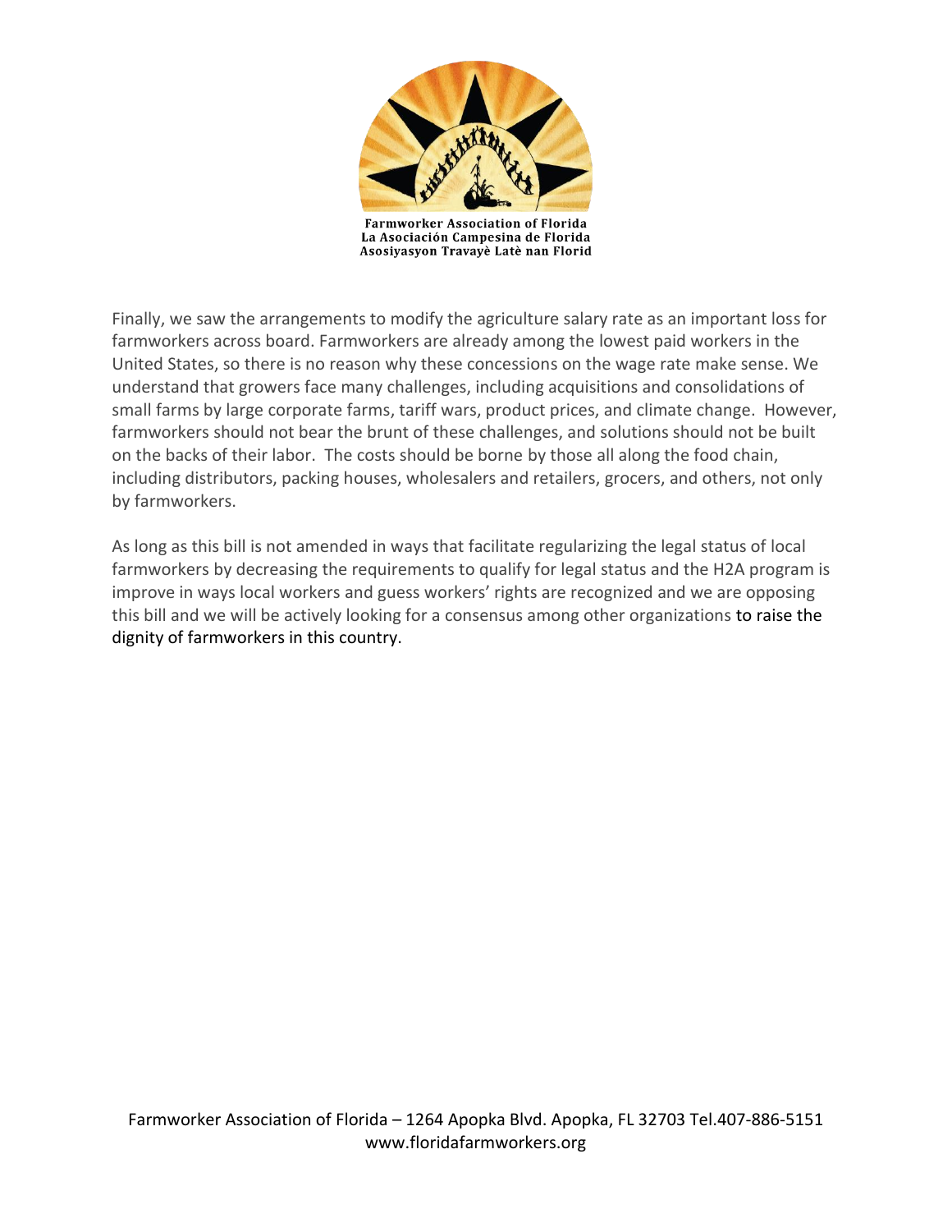Farmworker Association of Florida
La Asociación Campesina de Florida
Asosiyasyon Travayè Latè nan Florid

Finally, we saw the arrangements to modify the agriculture salary rate as an important loss for farmworkers across board. Farmworkers are already among the lowest paid workers in the United States, so there is no reason why these concessions on the wage rate make sense. We understand that growers face many challenges, including acquisitions and consolidations of small farms by large corporate farms, tariff wars, product prices, and climate change. However, farmworkers should not bear the brunt of these challenges, and solutions should not be built on the backs of their labor. The costs should be borne by those all along the food chain, including distributors, packing houses, wholesalers and retailers, grocers, and others, not only by farmworkers.

As long as this bill is not amended in ways that facilitate regularizing the legal status of local farmworkers by decreasing the requirements to qualify for legal status and the H2A program is improve in ways local workers and guess workers' rights are recognized and we are opposing this bill and we will be actively looking for a consensus among other organizations to raise the dignity of farmworkers in this country.

Farmworker Association of Florida – 1264 Apopka Blvd. Apopka, FL 32703 Tel.407-886-5151
www.floridafarmworkers.org